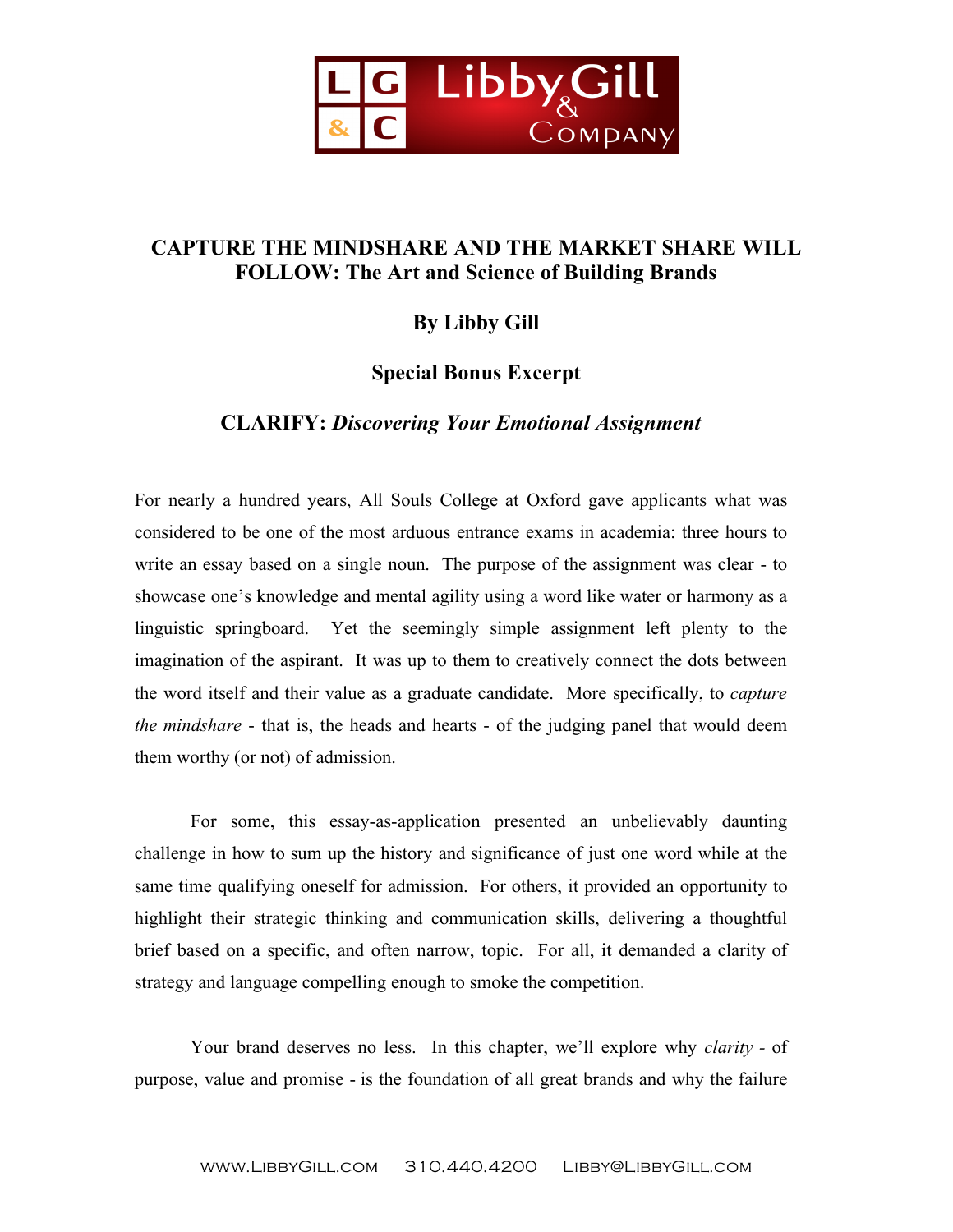# CAPTURE THE MINDSHARE AND THE MARKET SHARE WILL FOLLOW: The Art and Science of Building Brands

**By Libby Gill**

**Special Bonus Excerpt**

## CLARIFY: *Discovering Your Emotional Assignment*

For nearly a hundred years, All Souls College at Oxford gave applicants what was considered to be one of the most arduous entrance exams in academia: three hours to write an essay based on a single noun. The purpose of the assignment was clear - to showcase one's knowledge and mental agility using a word like water or harmony as a linguistic springboard. Yet the seemingly simple assignment left plenty to the imagination of the aspirant. It was up to them to creatively connect the dots between the word itself and their value as a graduate candidate. More specifically, to *capture the mindshare* - that is, the heads and hearts - of the judging panel that would deem them worthy (or not) of admission.

For some, this essay-as-application presented an unbelievably daunting challenge in how to sum up the history and significance of just one word while at the same time qualifying oneself for admission. For others, it provided an opportunity to highlight their strategic thinking and communication skills, delivering a thoughtful brief based on a specific, and often narrow, topic. For all, it demanded a clarity of strategy and language compelling enough to smoke the competition.

Your brand deserves no less. In this chapter, we'll explore why *clarity* - of purpose, value and promise - is the foundation of all great brands and why the failure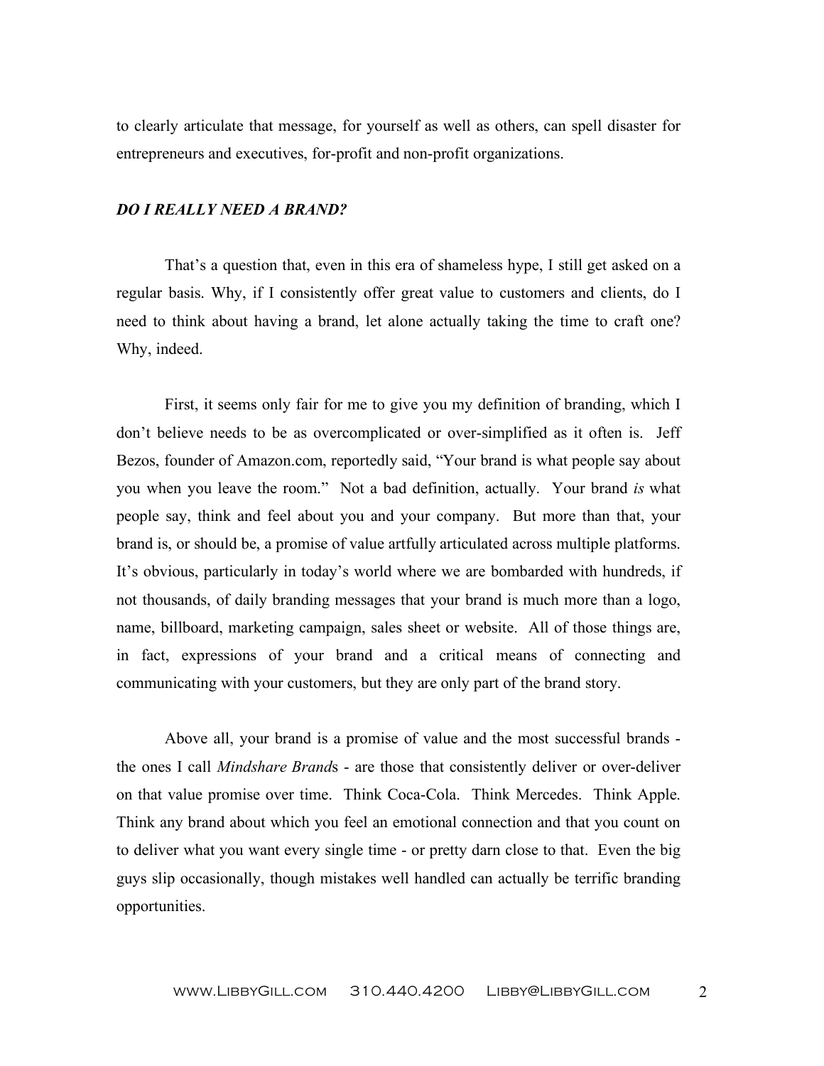to clearly articulate that message, for yourself as well as others, can spell disaster for entrepreneurs and executives, for-profit and non-profit organizations.

***DO I REALLY NEED A BRAND?***

That's a question that, even in this era of shameless hype, I still get asked on a regular basis. Why, if I consistently offer great value to customers and clients, do I need to think about having a brand, let alone actually taking the time to craft one? Why, indeed.

First, it seems only fair for me to give you my definition of branding, which I don't believe needs to be as overcomplicated or over-simplified as it often is. Jeff Bezos, founder of Amazon.com, reportedly said, "Your brand is what people say about you when you leave the room." Not a bad definition, actually. Your brand *is* what people say, think and feel about you and your company. But more than that, your brand is, or should be, a promise of value artfully articulated across multiple platforms. It's obvious, particularly in today's world where we are bombarded with hundreds, if not thousands, of daily branding messages that your brand is much more than a logo, name, billboard, marketing campaign, sales sheet or website. All of those things are, in fact, expressions of your brand and a critical means of connecting and communicating with your customers, but they are only part of the brand story.

Above all, your brand is a promise of value and the most successful brands - the ones I call *Mindshare Brand*s - are those that consistently deliver or over-deliver on that value promise over time. Think Coca-Cola. Think Mercedes. Think Apple. Think any brand about which you feel an emotional connection and that you count on to deliver what you want every single time - or pretty darn close to that. Even the big guys slip occasionally, though mistakes well handled can actually be terrific branding opportunities.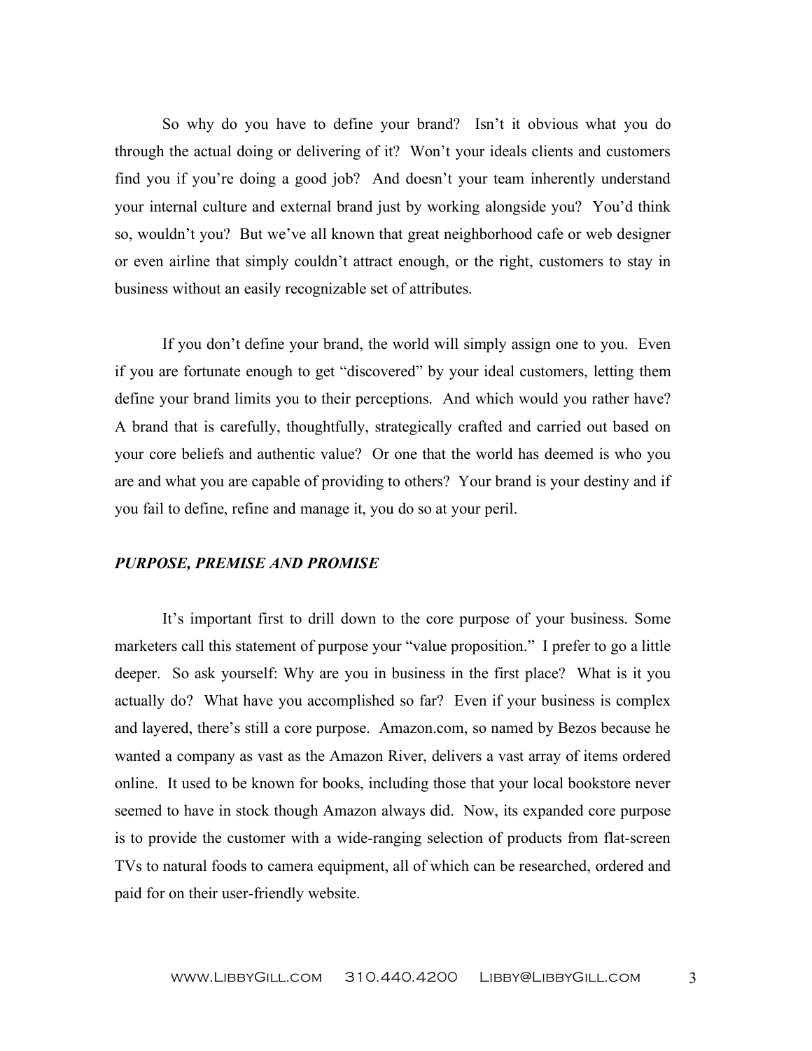So why do you have to define your brand? Isn't it obvious what you do through the actual doing or delivering of it? Won't your ideals clients and customers find you if you're doing a good job? And doesn't your team inherently understand your internal culture and external brand just by working alongside you? You'd think so, wouldn't you? But we've all known that great neighborhood cafe or web designer or even airline that simply couldn't attract enough, or the right, customers to stay in business without an easily recognizable set of attributes.

If you don't define your brand, the world will simply assign one to you. Even if you are fortunate enough to get "discovered" by your ideal customers, letting them define your brand limits you to their perceptions. And which would you rather have? A brand that is carefully, thoughtfully, strategically crafted and carried out based on your core beliefs and authentic value? Or one that the world has deemed is who you are and what you are capable of providing to others? Your brand is your destiny and if you fail to define, refine and manage it, you do so at your peril.

### *PURPOSE, PREMISE AND PROMISE*

It's important first to drill down to the core purpose of your business. Some marketers call this statement of purpose your "value proposition." I prefer to go a little deeper. So ask yourself: Why are you in business in the first place? What is it you actually do? What have you accomplished so far? Even if your business is complex and layered, there's still a core purpose. Amazon.com, so named by Bezos because he wanted a company as vast as the Amazon River, delivers a vast array of items ordered online. It used to be known for books, including those that your local bookstore never seemed to have in stock though Amazon always did. Now, its expanded core purpose is to provide the customer with a wide-ranging selection of products from flat-screen TVs to natural foods to camera equipment, all of which can be researched, ordered and paid for on their user-friendly website.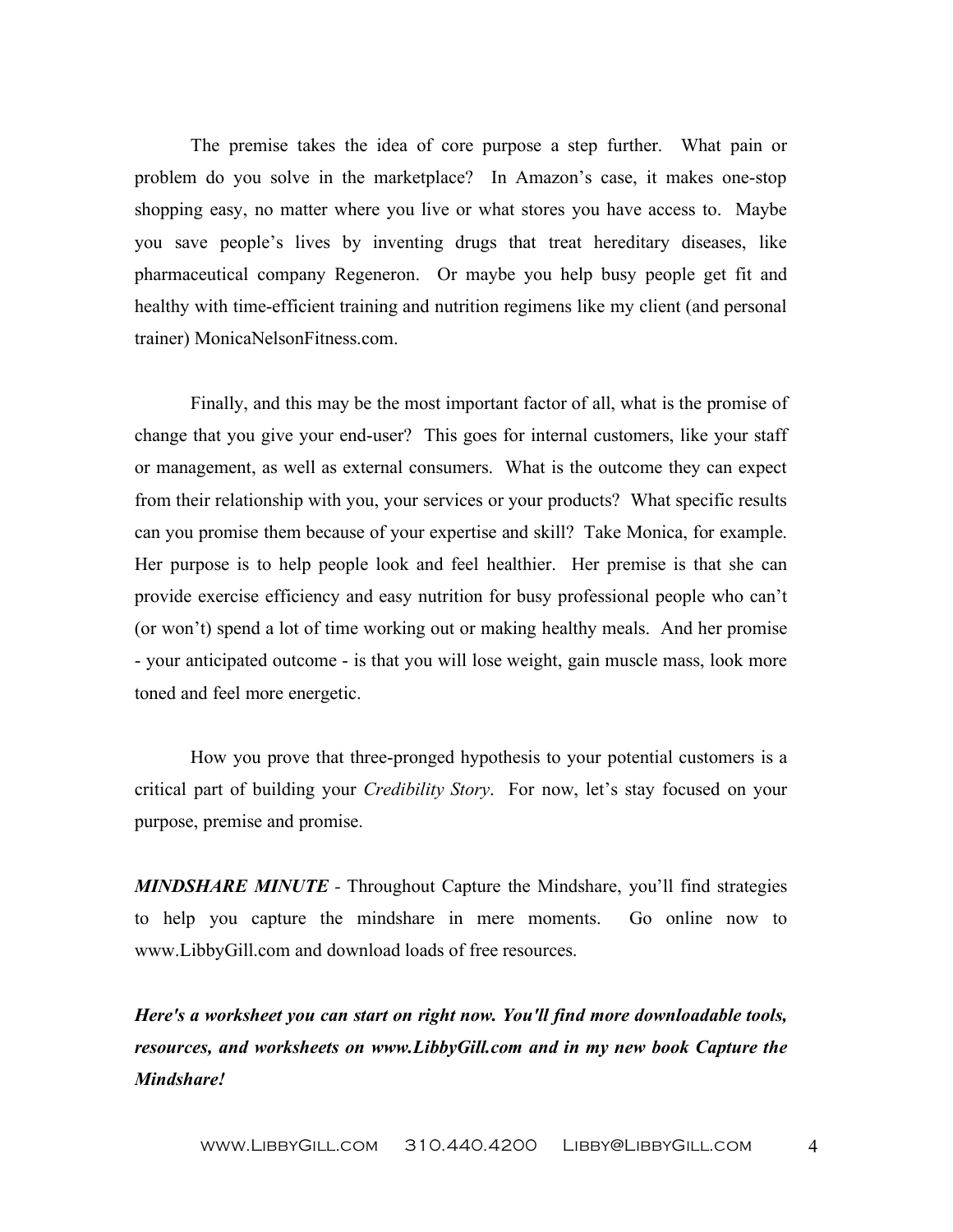The premise takes the idea of core purpose a step further. What pain or problem do you solve in the marketplace? In Amazon's case, it makes one-stop shopping easy, no matter where you live or what stores you have access to. Maybe you save people's lives by inventing drugs that treat hereditary diseases, like pharmaceutical company Regeneron. Or maybe you help busy people get fit and healthy with time-efficient training and nutrition regimens like my client (and personal trainer) MonicaNelsonFitness.com.

Finally, and this may be the most important factor of all, what is the promise of change that you give your end-user? This goes for internal customers, like your staff or management, as well as external consumers. What is the outcome they can expect from their relationship with you, your services or your products? What specific results can you promise them because of your expertise and skill? Take Monica, for example. Her purpose is to help people look and feel healthier. Her premise is that she can provide exercise efficiency and easy nutrition for busy professional people who can't (or won't) spend a lot of time working out or making healthy meals. And her promise - your anticipated outcome - is that you will lose weight, gain muscle mass, look more toned and feel more energetic.

How you prove that three-pronged hypothesis to your potential customers is a critical part of building your *Credibility Story*. For now, let's stay focused on your purpose, premise and promise.

***MINDSHARE MINUTE*** - Throughout Capture the Mindshare, you'll find strategies to help you capture the mindshare in mere moments. Go online now to www.LibbyGill.com and download loads of free resources.

***Here's a worksheet you can start on right now. You'll find more downloadable tools, resources, and worksheets on www.LibbyGill.com and in my new book Capture the Mindshare!***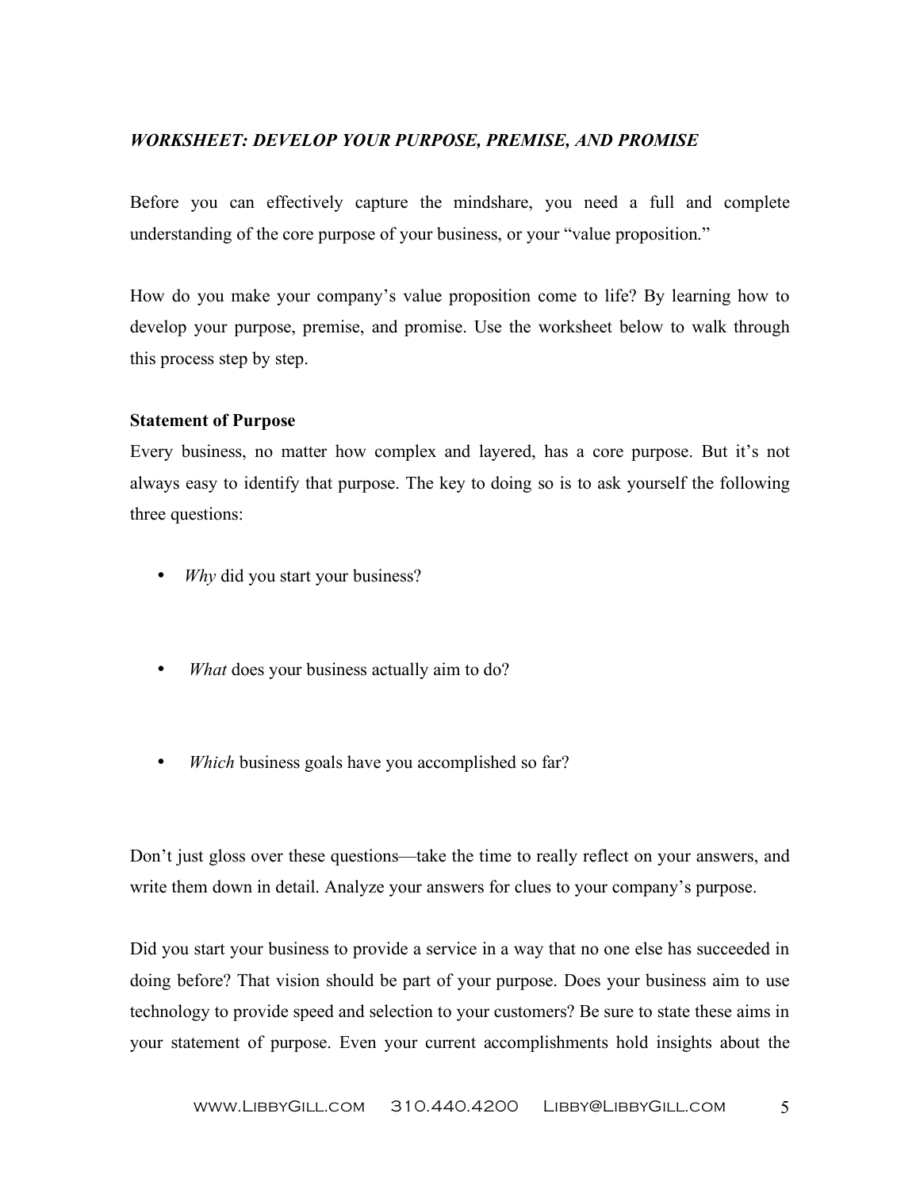***WORKSHEET: DEVELOP YOUR PURPOSE, PREMISE, AND PROMISE***

Before you can effectively capture the mindshare, you need a full and complete understanding of the core purpose of your business, or your "value proposition."

How do you make your company's value proposition come to life? By learning how to develop your purpose, premise, and promise. Use the worksheet below to walk through this process step by step.

**Statement of Purpose**

Every business, no matter how complex and layered, has a core purpose. But it's not always easy to identify that purpose. The key to doing so is to ask yourself the following three questions:

- *Why* did you start your business?

- *What* does your business actually aim to do?

- *Which* business goals have you accomplished so far?

Don't just gloss over these questions—take the time to really reflect on your answers, and write them down in detail. Analyze your answers for clues to your company's purpose.

Did you start your business to provide a service in a way that no one else has succeeded in doing before? That vision should be part of your purpose. Does your business aim to use technology to provide speed and selection to your customers? Be sure to state these aims in your statement of purpose. Even your current accomplishments hold insights about the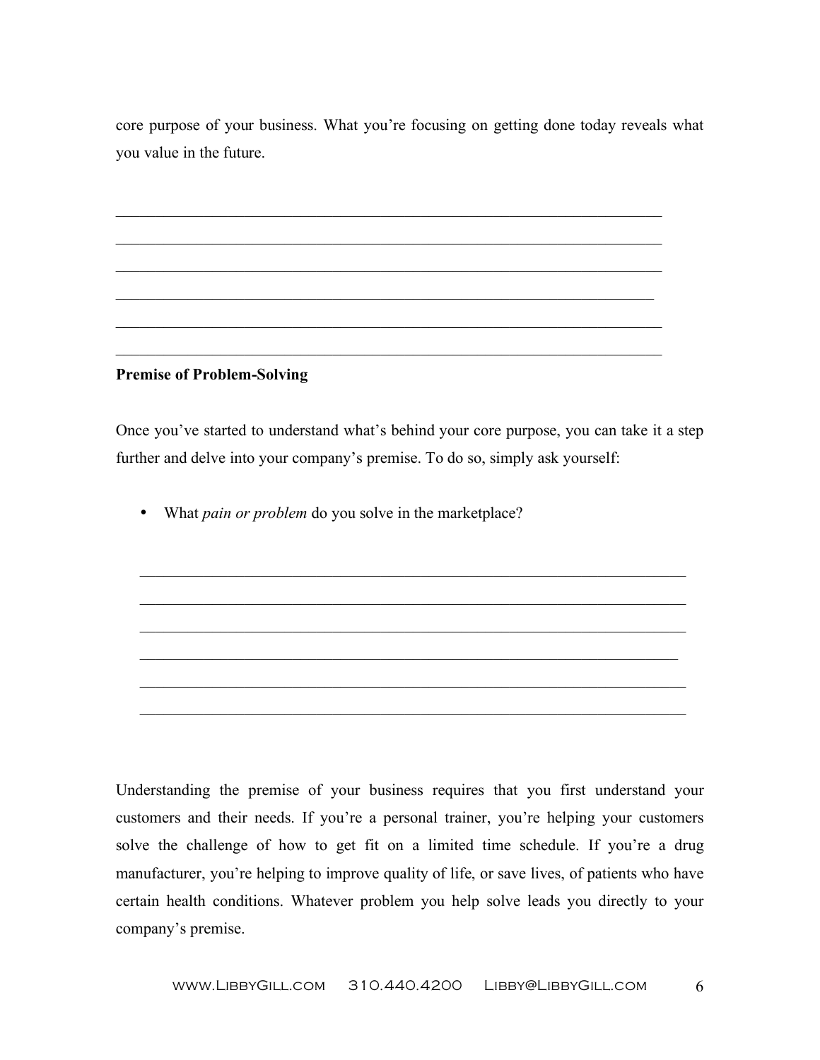core purpose of your business. What you're focusing on getting done today reveals what you value in the future.

______________________________________________________________________

______________________________________________________________________

______________________________________________________________________

_____________________________________________________________________

______________________________________________________________________

______________________________________________________________________

**Premise of Problem-Solving**

Once you've started to understand what's behind your core purpose, you can take it a step further and delve into your company's premise. To do so, simply ask yourself:

- What *pain or problem* do you solve in the marketplace?

  ______________________________________________________________________

  ______________________________________________________________________

  ______________________________________________________________________

  _____________________________________________________________________

  ______________________________________________________________________

  ______________________________________________________________________

Understanding the premise of your business requires that you first understand your customers and their needs. If you're a personal trainer, you're helping your customers solve the challenge of how to get fit on a limited time schedule. If you're a drug manufacturer, you're helping to improve quality of life, or save lives, of patients who have certain health conditions. Whatever problem you help solve leads you directly to your company's premise.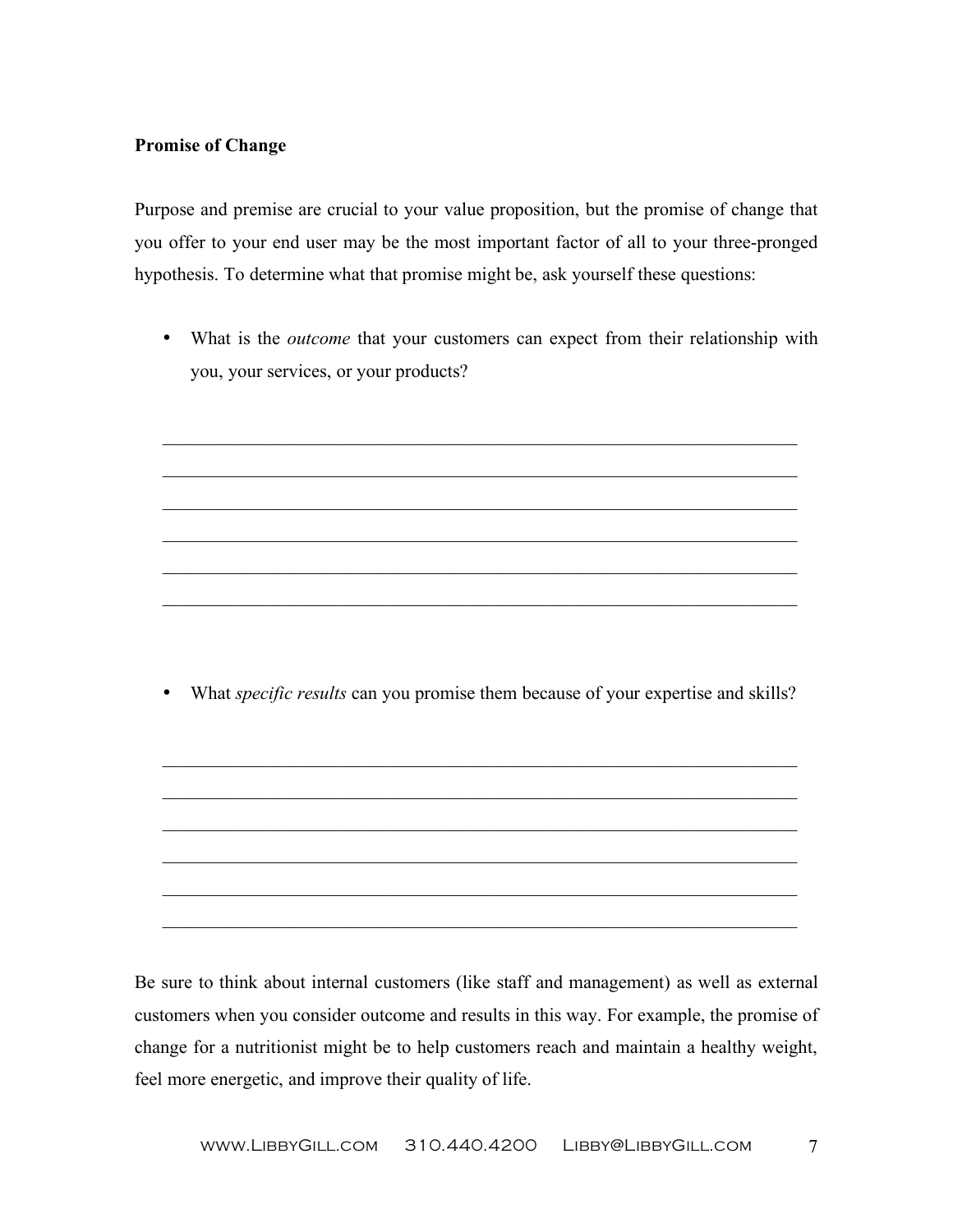**Promise of Change**

Purpose and premise are crucial to your value proposition, but the promise of change that you offer to your end user may be the most important factor of all to your three-pronged hypothesis. To determine what that promise might be, ask yourself these questions:

- What is the *outcome* that your customers can expect from their relationship with you, your services, or your products?

\_\_\_\_\_\_\_\_\_\_\_\_\_\_\_\_\_\_\_\_\_\_\_\_\_\_\_\_\_\_\_\_\_\_\_\_\_\_\_\_\_\_\_\_\_\_\_\_\_\_\_\_\_\_\_\_\_\_\_\_\_\_\_\_\_\_\_\_

\_\_\_\_\_\_\_\_\_\_\_\_\_\_\_\_\_\_\_\_\_\_\_\_\_\_\_\_\_\_\_\_\_\_\_\_\_\_\_\_\_\_\_\_\_\_\_\_\_\_\_\_\_\_\_\_\_\_\_\_\_\_\_\_\_\_\_\_

\_\_\_\_\_\_\_\_\_\_\_\_\_\_\_\_\_\_\_\_\_\_\_\_\_\_\_\_\_\_\_\_\_\_\_\_\_\_\_\_\_\_\_\_\_\_\_\_\_\_\_\_\_\_\_\_\_\_\_\_\_\_\_\_\_\_\_\_

\_\_\_\_\_\_\_\_\_\_\_\_\_\_\_\_\_\_\_\_\_\_\_\_\_\_\_\_\_\_\_\_\_\_\_\_\_\_\_\_\_\_\_\_\_\_\_\_\_\_\_\_\_\_\_\_\_\_\_\_\_\_\_\_\_\_\_\_

\_\_\_\_\_\_\_\_\_\_\_\_\_\_\_\_\_\_\_\_\_\_\_\_\_\_\_\_\_\_\_\_\_\_\_\_\_\_\_\_\_\_\_\_\_\_\_\_\_\_\_\_\_\_\_\_\_\_\_\_\_\_\_\_\_\_\_\_

\_\_\_\_\_\_\_\_\_\_\_\_\_\_\_\_\_\_\_\_\_\_\_\_\_\_\_\_\_\_\_\_\_\_\_\_\_\_\_\_\_\_\_\_\_\_\_\_\_\_\_\_\_\_\_\_\_\_\_\_\_\_\_\_\_\_\_\_

- What *specific results* can you promise them because of your expertise and skills?

\_\_\_\_\_\_\_\_\_\_\_\_\_\_\_\_\_\_\_\_\_\_\_\_\_\_\_\_\_\_\_\_\_\_\_\_\_\_\_\_\_\_\_\_\_\_\_\_\_\_\_\_\_\_\_\_\_\_\_\_\_\_\_\_\_\_\_\_

\_\_\_\_\_\_\_\_\_\_\_\_\_\_\_\_\_\_\_\_\_\_\_\_\_\_\_\_\_\_\_\_\_\_\_\_\_\_\_\_\_\_\_\_\_\_\_\_\_\_\_\_\_\_\_\_\_\_\_\_\_\_\_\_\_\_\_\_

\_\_\_\_\_\_\_\_\_\_\_\_\_\_\_\_\_\_\_\_\_\_\_\_\_\_\_\_\_\_\_\_\_\_\_\_\_\_\_\_\_\_\_\_\_\_\_\_\_\_\_\_\_\_\_\_\_\_\_\_\_\_\_\_\_\_\_\_

\_\_\_\_\_\_\_\_\_\_\_\_\_\_\_\_\_\_\_\_\_\_\_\_\_\_\_\_\_\_\_\_\_\_\_\_\_\_\_\_\_\_\_\_\_\_\_\_\_\_\_\_\_\_\_\_\_\_\_\_\_\_\_\_\_\_\_\_

\_\_\_\_\_\_\_\_\_\_\_\_\_\_\_\_\_\_\_\_\_\_\_\_\_\_\_\_\_\_\_\_\_\_\_\_\_\_\_\_\_\_\_\_\_\_\_\_\_\_\_\_\_\_\_\_\_\_\_\_\_\_\_\_\_\_\_\_

\_\_\_\_\_\_\_\_\_\_\_\_\_\_\_\_\_\_\_\_\_\_\_\_\_\_\_\_\_\_\_\_\_\_\_\_\_\_\_\_\_\_\_\_\_\_\_\_\_\_\_\_\_\_\_\_\_\_\_\_\_\_\_\_\_\_\_\_

Be sure to think about internal customers (like staff and management) as well as external customers when you consider outcome and results in this way. For example, the promise of change for a nutritionist might be to help customers reach and maintain a healthy weight, feel more energetic, and improve their quality of life.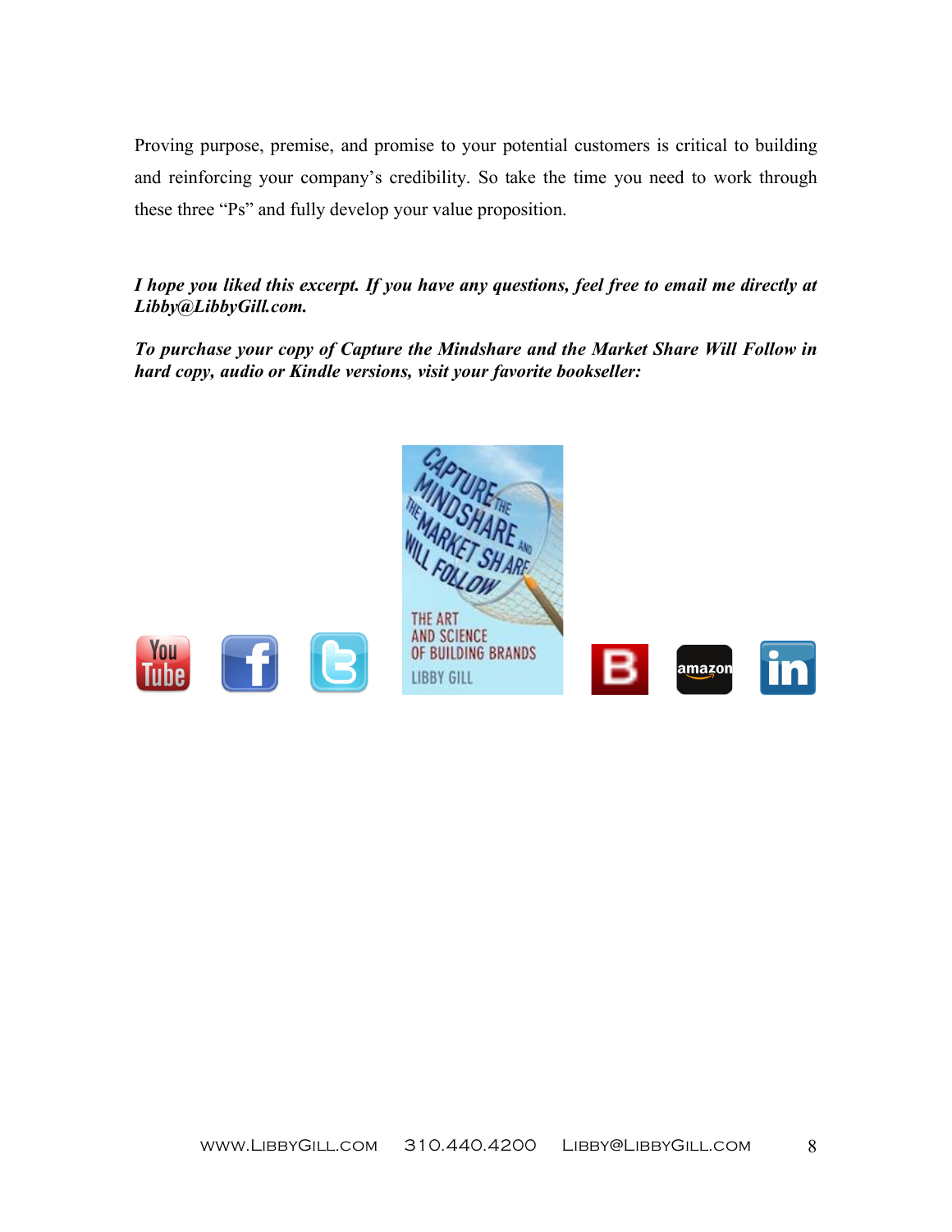Proving purpose, premise, and promise to your potential customers is critical to building and reinforcing your company's credibility. So take the time you need to work through these three "Ps" and fully develop your value proposition.

***I hope you liked this excerpt. If you have any questions, feel free to email me directly at Libby@LibbyGill.com.***

***To purchase your copy of Capture the Mindshare and the Market Share Will Follow in hard copy, audio or Kindle versions, visit your favorite bookseller:***